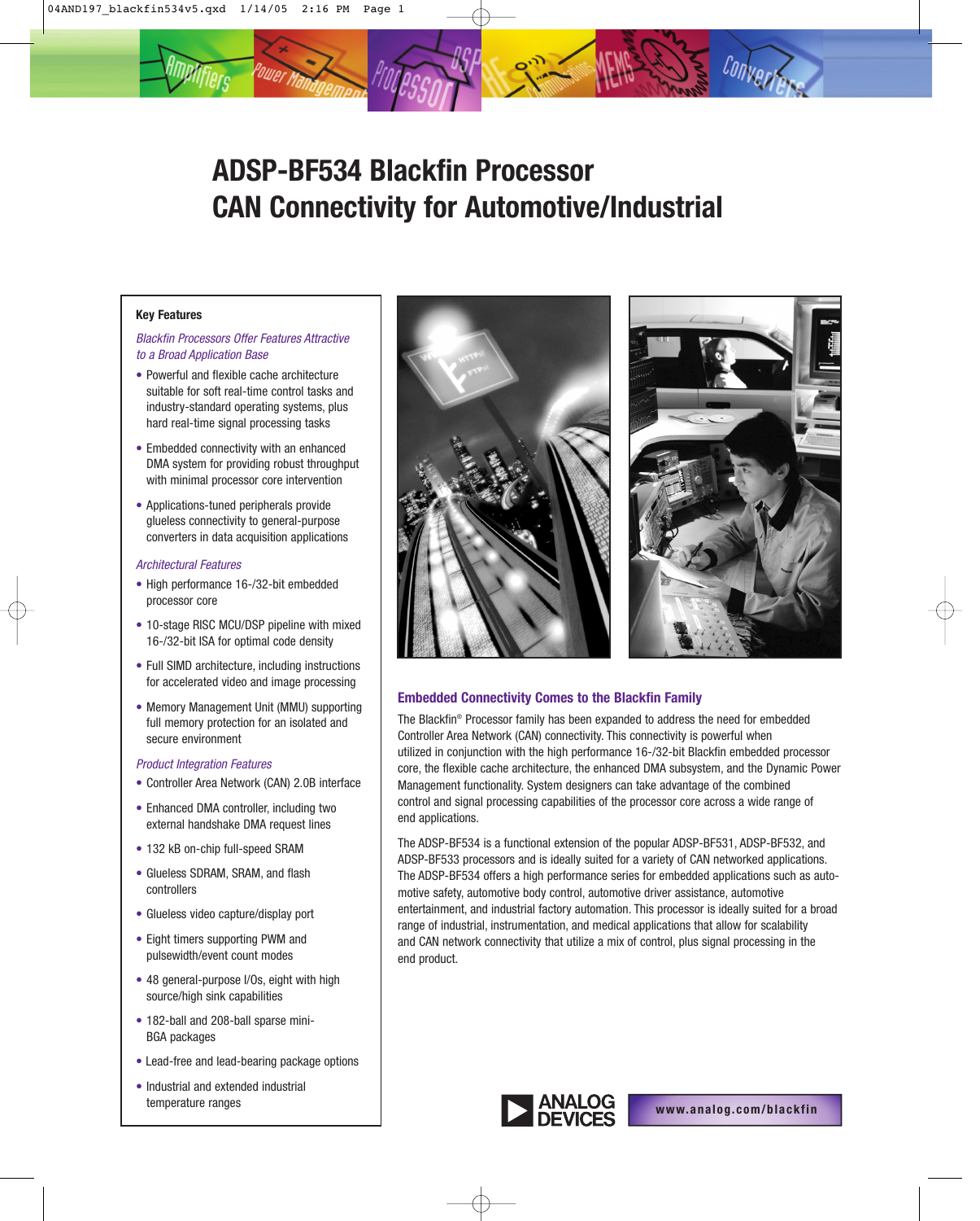# ADSP-BF534 Blackfin Processor CAN Connectivity for Automotive/Industrial

## Key Features

*Blackfin Processors Offer Features Attractive to a Broad Application Base*

- Powerful and flexible cache architecture suitable for soft real-time control tasks and industry-standard operating systems, plus hard real-time signal processing tasks
- Embedded connectivity with an enhanced DMA system for providing robust throughput with minimal processor core intervention
- Applications-tuned peripherals provide glueless connectivity to general-purpose converters in data acquisition applications

*Architectural Features*

- High performance 16-/32-bit embedded processor core
- 10-stage RISC MCU/DSP pipeline with mixed 16-/32-bit ISA for optimal code density
- Full SIMD architecture, including instructions for accelerated video and image processing
- Memory Management Unit (MMU) supporting full memory protection for an isolated and secure environment

*Product Integration Features*

- Controller Area Network (CAN) 2.0B interface
- Enhanced DMA controller, including two external handshake DMA request lines
- 132 kB on-chip full-speed SRAM
- Glueless SDRAM, SRAM, and flash controllers
- Glueless video capture/display port
- Eight timers supporting PWM and pulsewidth/event count modes
- 48 general-purpose I/Os, eight with high source/high sink capabilities
- 182-ball and 208-ball sparse mini-BGA packages
- Lead-free and lead-bearing package options
- Industrial and extended industrial temperature ranges

## Embedded Connectivity Comes to the Blackfin Family

The Blackfin® Processor family has been expanded to address the need for embedded Controller Area Network (CAN) connectivity. This connectivity is powerful when utilized in conjunction with the high performance 16-/32-bit Blackfin embedded processor core, the flexible cache architecture, the enhanced DMA subsystem, and the Dynamic Power Management functionality. System designers can take advantage of the combined control and signal processing capabilities of the processor core across a wide range of end applications.

The ADSP-BF534 is a functional extension of the popular ADSP-BF531, ADSP-BF532, and ADSP-BF533 processors and is ideally suited for a variety of CAN networked applications. The ADSP-BF534 offers a high performance series for embedded applications such as automotive safety, automotive body control, automotive driver assistance, automotive entertainment, and industrial factory automation. This processor is ideally suited for a broad range of industrial, instrumentation, and medical applications that allow for scalability and CAN network connectivity that utilize a mix of control, plus signal processing in the end product.

ANALOG DEVICES

www.analog.com/blackfin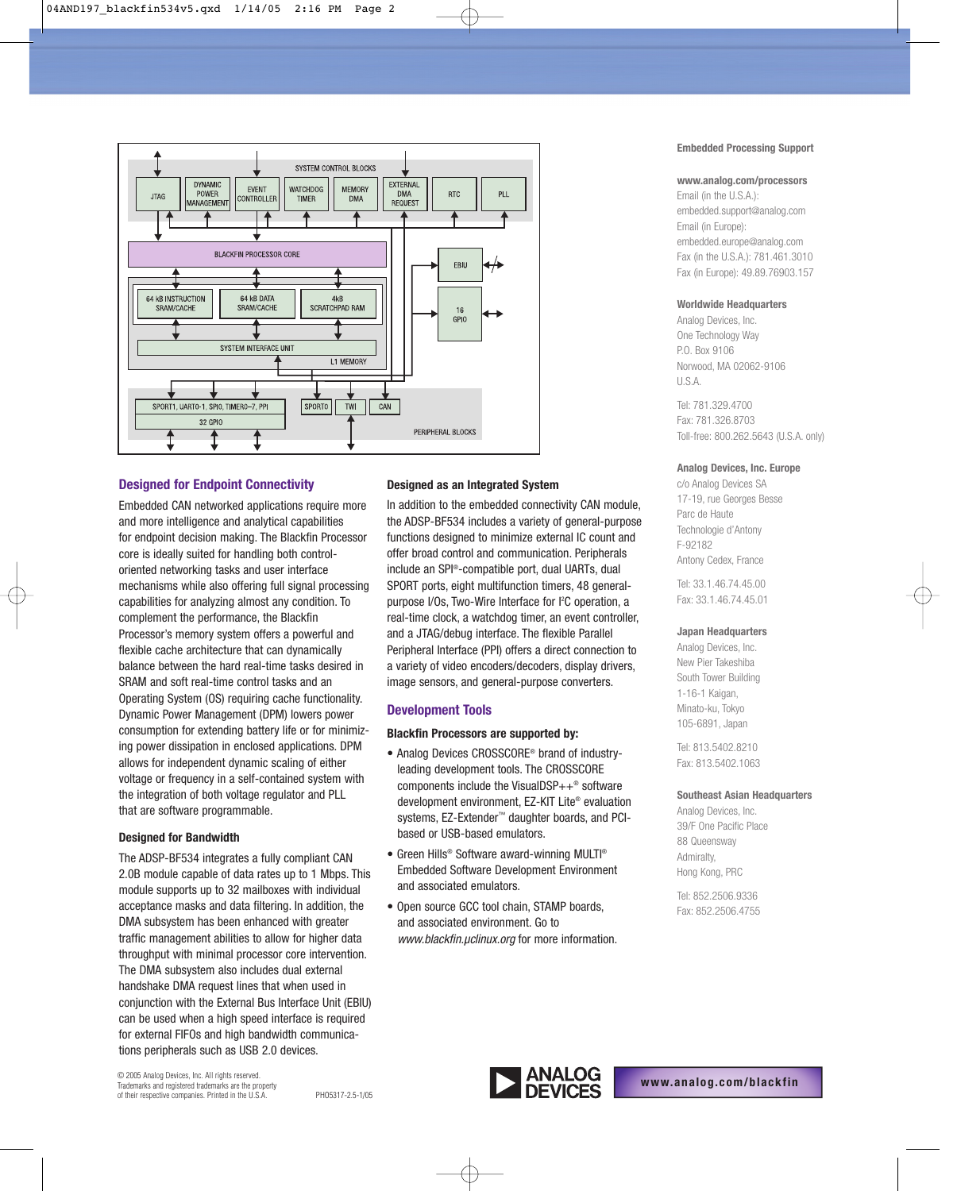SYSTEM CONTROL BLOCKS

JTAG

DYNAMIC POWER MANAGEMENT

EVENT CONTROLLER

WATCHDOG TIMER

MEMORY DMA

EXTERNAL DMA REQUEST

RTC

PLL

BLACKFIN PROCESSOR CORE

EBIU

16 GPIO

64 kB INSTRUCTION SRAM/CACHE

64 kB DATA SRAM/CACHE

4kB SCRATCHPAD RAM

SYSTEM INTERFACE UNIT

L1 MEMORY

SPORT1, UART0-1, SPI0, TIMER0–7, PPI

32 GPIO

SPORT0

TWI

CAN

PERIPHERAL BLOCKS

## Designed for Endpoint Connectivity

Embedded CAN networked applications require more and more intelligence and analytical capabilities for endpoint decision making. The Blackfin Processor core is ideally suited for handling both control-oriented networking tasks and user interface mechanisms while also offering full signal processing capabilities for analyzing almost any condition. To complement the performance, the Blackfin Processor's memory system offers a powerful and flexible cache architecture that can dynamically balance between the hard real-time tasks desired in SRAM and soft real-time control tasks and an Operating System (OS) requiring cache functionality. Dynamic Power Management (DPM) lowers power consumption for extending battery life or for minimizing power dissipation in enclosed applications. DPM allows for independent dynamic scaling of either voltage or frequency in a self-contained system with the integration of both voltage regulator and PLL that are software programmable.

### Designed for Bandwidth

The ADSP-BF534 integrates a fully compliant CAN 2.0B module capable of data rates up to 1 Mbps. This module supports up to 32 mailboxes with individual acceptance masks and data filtering. In addition, the DMA subsystem has been enhanced with greater traffic management abilities to allow for higher data throughput with minimal processor core intervention. The DMA subsystem also includes dual external handshake DMA request lines that when used in conjunction with the External Bus Interface Unit (EBIU) can be used when a high speed interface is required for external FIFOs and high bandwidth communications peripherals such as USB 2.0 devices.

### Designed as an Integrated System

In addition to the embedded connectivity CAN module, the ADSP-BF534 includes a variety of general-purpose functions designed to minimize external IC count and offer broad control and communication. Peripherals include an SPI®-compatible port, dual UARTs, dual SPORT ports, eight multifunction timers, 48 general-purpose I/Os, Two-Wire Interface for I²C operation, a real-time clock, a watchdog timer, an event controller, and a JTAG/debug interface. The flexible Parallel Peripheral Interface (PPI) offers a direct connection to a variety of video encoders/decoders, display drivers, image sensors, and general-purpose converters.

## Development Tools

### Blackfin Processors are supported by:

- Analog Devices CROSSCORE® brand of industry-leading development tools. The CROSSCORE components include the VisualDSP++® software development environment, EZ-KIT Lite® evaluation systems, EZ-Extender™ daughter boards, and PCI-based or USB-based emulators.
- Green Hills® Software award-winning MULTI® Embedded Software Development Environment and associated emulators.
- Open source GCC tool chain, STAMP boards, and associated environment. Go to *www.blackfin.uclinux.org* for more information.

### Embedded Processing Support

**www.analog.com/processors**
Email (in the U.S.A.):
embedded.support@analog.com
Email (in Europe):
embedded.europe@analog.com
Fax (in the U.S.A.): 781.461.3010
Fax (in Europe): 49.89.76903.157

### Worldwide Headquarters

Analog Devices, Inc.
One Technology Way
P.O. Box 9106
Norwood, MA 02062-9106
U.S.A.

Tel: 781.329.4700
Fax: 781.326.8703
Toll-free: 800.262.5643 (U.S.A. only)

### Analog Devices, Inc. Europe

c/o Analog Devices SA
17-19, rue Georges Besse
Parc de Haute
Technologie d'Antony
F-92182
Antony Cedex, France

Tel: 33.1.46.74.45.00
Fax: 33.1.46.74.45.01

### Japan Headquarters

Analog Devices, Inc.
New Pier Takeshiba
South Tower Building
1-16-1 Kaigan,
Minato-ku, Tokyo
105-6891, Japan

Tel: 813.5402.8210
Fax: 813.5402.1063

### Southeast Asian Headquarters

Analog Devices, Inc.
39/F One Pacific Place
88 Queensway
Admiralty,
Hong Kong, PRC

Tel: 852.2506.9336
Fax: 852.2506.4755

© 2005 Analog Devices, Inc. All rights reserved.
Trademarks and registered trademarks are the property of their respective companies. Printed in the U.S.A.

PH05317-2.5-1/05

ANALOG DEVICES

**www.analog.com/blackfin**